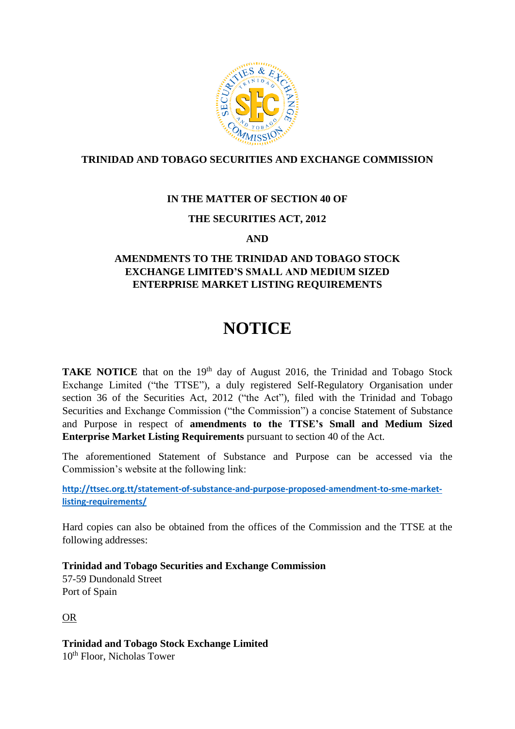**TRINIDAD AND TOBAGO SECURITIES AND EXCHANGE COMMISSION**

**IN THE MATTER OF SECTION 40 OF**

**THE SECURITIES ACT, 2012**

**AND**

**AMENDMENTS TO THE TRINIDAD AND TOBAGO STOCK EXCHANGE LIMITED'S SMALL AND MEDIUM SIZED ENTERPRISE MARKET LISTING REQUIREMENTS**

# NOTICE

**TAKE NOTICE** that on the 19th day of August 2016, the Trinidad and Tobago Stock Exchange Limited ("the TTSE"), a duly registered Self-Regulatory Organisation under section 36 of the Securities Act, 2012 ("the Act"), filed with the Trinidad and Tobago Securities and Exchange Commission ("the Commission") a concise Statement of Substance and Purpose in respect of **amendments to the TTSE's Small and Medium Sized Enterprise Market Listing Requirements** pursuant to section 40 of the Act.

The aforementioned Statement of Substance and Purpose can be accessed via the Commission's website at the following link:

http://ttsec.org.tt/statement-of-substance-and-purpose-proposed-amendment-to-sme-market-listing-requirements/

Hard copies can also be obtained from the offices of the Commission and the TTSE at the following addresses:

**Trinidad and Tobago Securities and Exchange Commission**
57-59 Dundonald Street
Port of Spain

OR

**Trinidad and Tobago Stock Exchange Limited**
10th Floor, Nicholas Tower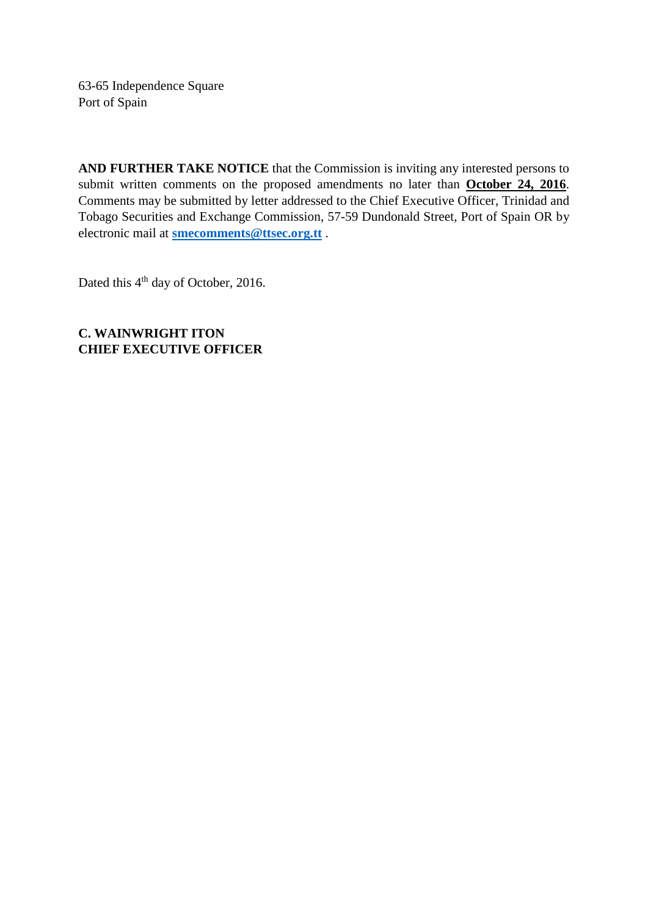63-65 Independence Square
Port of Spain

**AND FURTHER TAKE NOTICE** that the Commission is inviting any interested persons to submit written comments on the proposed amendments no later than **October 24, 2016**. Comments may be submitted by letter addressed to the Chief Executive Officer, Trinidad and Tobago Securities and Exchange Commission, 57-59 Dundonald Street, Port of Spain OR by electronic mail at **smecomments@ttsec.org.tt** .

Dated this 4th day of October, 2016.

**C. WAINWRIGHT ITON**
**CHIEF EXECUTIVE OFFICER**